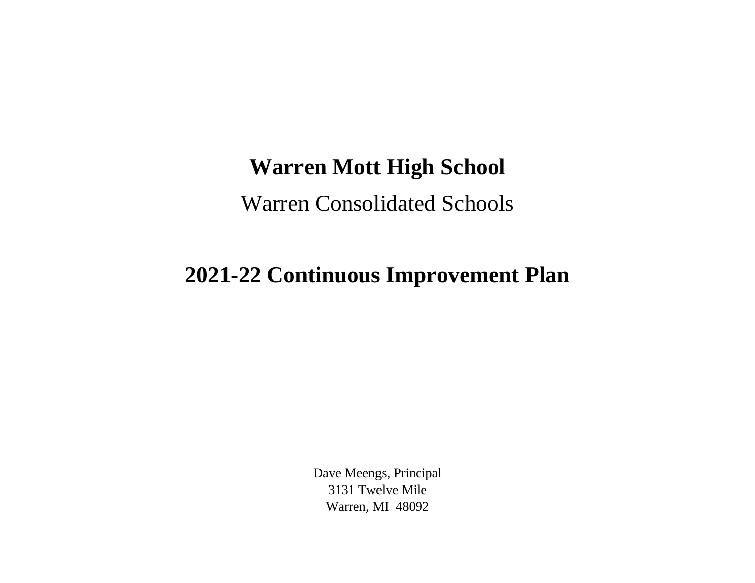# Warren Mott High School

Warren Consolidated Schools

# 2021-22 Continuous Improvement Plan

Dave Meengs, Principal
3131 Twelve Mile
Warren, MI 48092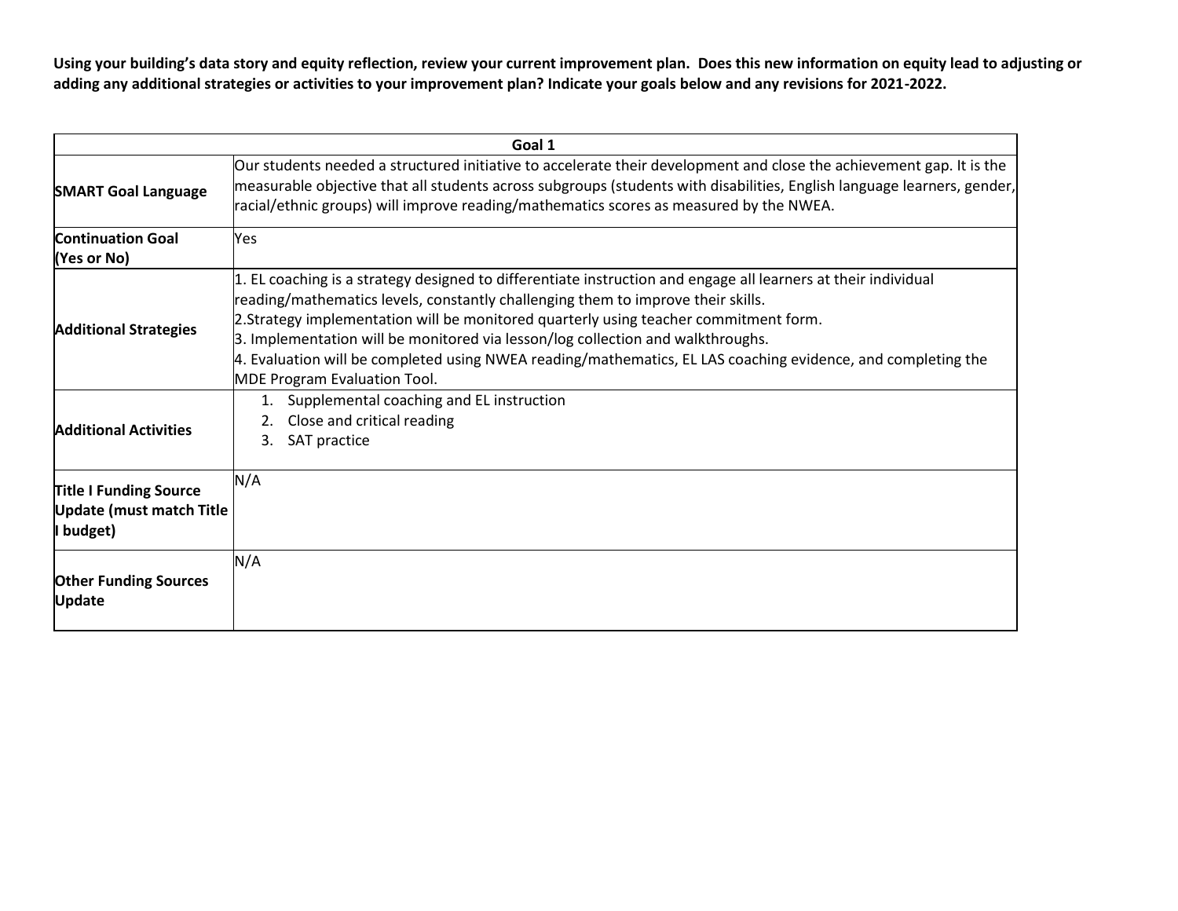**Using your building's data story and equity reflection, review your current improvement plan. Does this new information on equity lead to adjusting or adding any additional strategies or activities to your improvement plan? Indicate your goals below and any revisions for 2021-2022.**

| Goal 1 | |
|---|---|
| **SMART Goal Language** | Our students needed a structured initiative to accelerate their development and close the achievement gap. It is the measurable objective that all students across subgroups (students with disabilities, English language learners, gender, racial/ethnic groups) will improve reading/mathematics scores as measured by the NWEA. |
| **Continuation Goal (Yes or No)** | Yes |
| **Additional Strategies** | 1. EL coaching is a strategy designed to differentiate instruction and engage all learners at their individual reading/mathematics levels, constantly challenging them to improve their skills.<br>2.Strategy implementation will be monitored quarterly using teacher commitment form.<br>3. Implementation will be monitored via lesson/log collection and walkthroughs.<br>4. Evaluation will be completed using NWEA reading/mathematics, EL LAS coaching evidence, and completing the MDE Program Evaluation Tool. |
| **Additional Activities** | 1. Supplemental coaching and EL instruction<br>2. Close and critical reading<br>3. SAT practice |
| **Title I Funding Source Update (must match Title I budget)** | N/A |
| **Other Funding Sources Update** | N/A |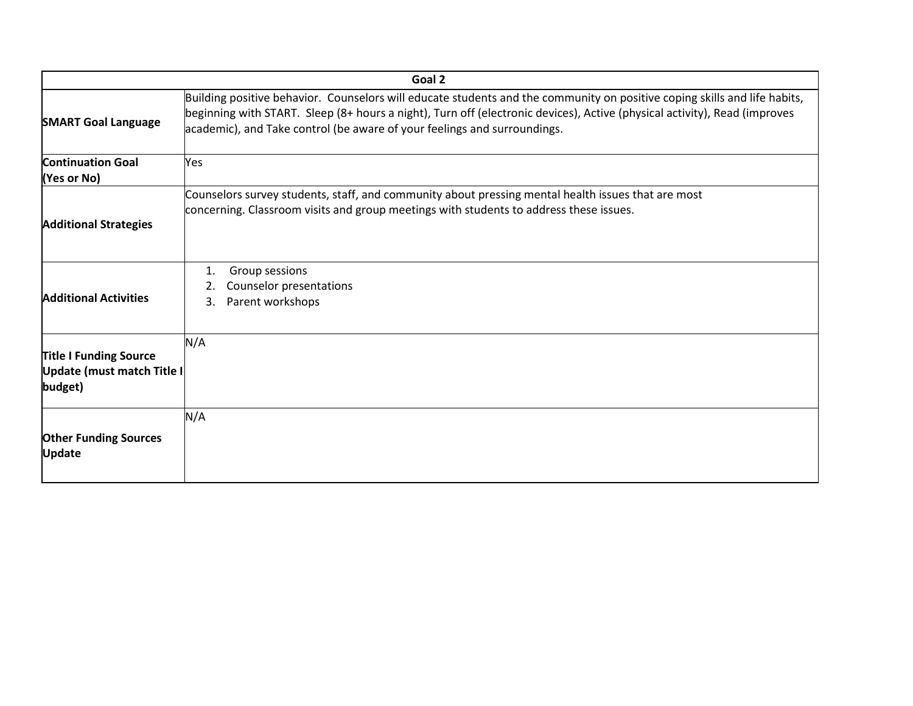| Goal 2 | |
|---|---|
| **SMART Goal Language** | Building positive behavior. Counselors will educate students and the community on positive coping skills and life habits, beginning with START. Sleep (8+ hours a night), Turn off (electronic devices), Active (physical activity), Read (improves academic), and Take control (be aware of your feelings and surroundings. |
| **Continuation Goal (Yes or No)** | Yes |
| **Additional Strategies** | Counselors survey students, staff, and community about pressing mental health issues that are most concerning. Classroom visits and group meetings with students to address these issues. |
| **Additional Activities** | 1. Group sessions<br>2. Counselor presentations<br>3. Parent workshops |
| **Title I Funding Source Update (must match Title I budget)** | N/A |
| **Other Funding Sources Update** | N/A |